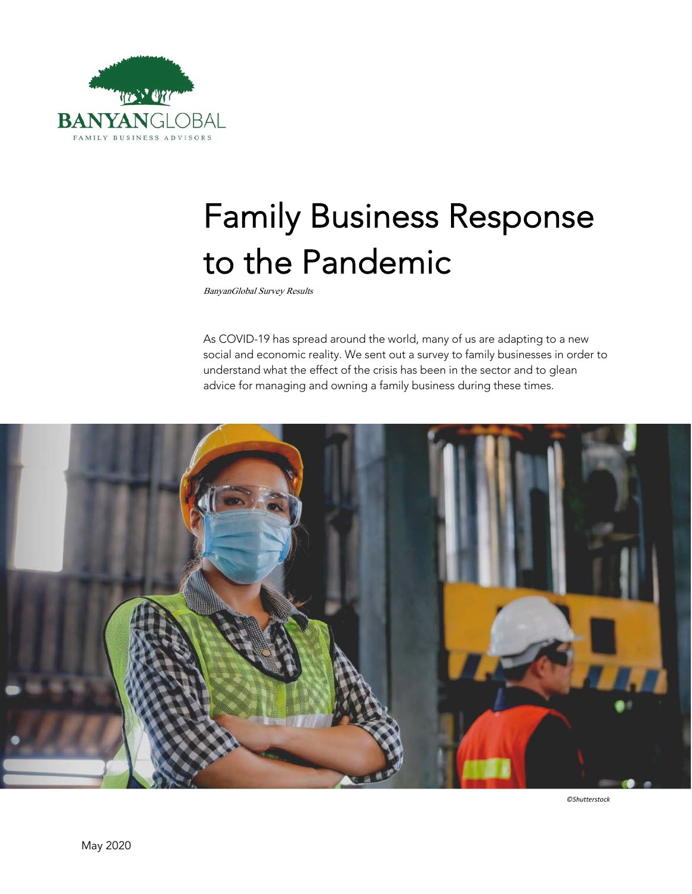BANYANGLOBAL

FAMILY BUSINESS ADVISORS

# Family Business Response to the Pandemic

*BanyanGlobal Survey Results*

As COVID-19 has spread around the world, many of us are adapting to a new social and economic reality. We sent out a survey to family businesses in order to understand what the effect of the crisis has been in the sector and to glean advice for managing and owning a family business during these times.

*©Shutterstock*

May 2020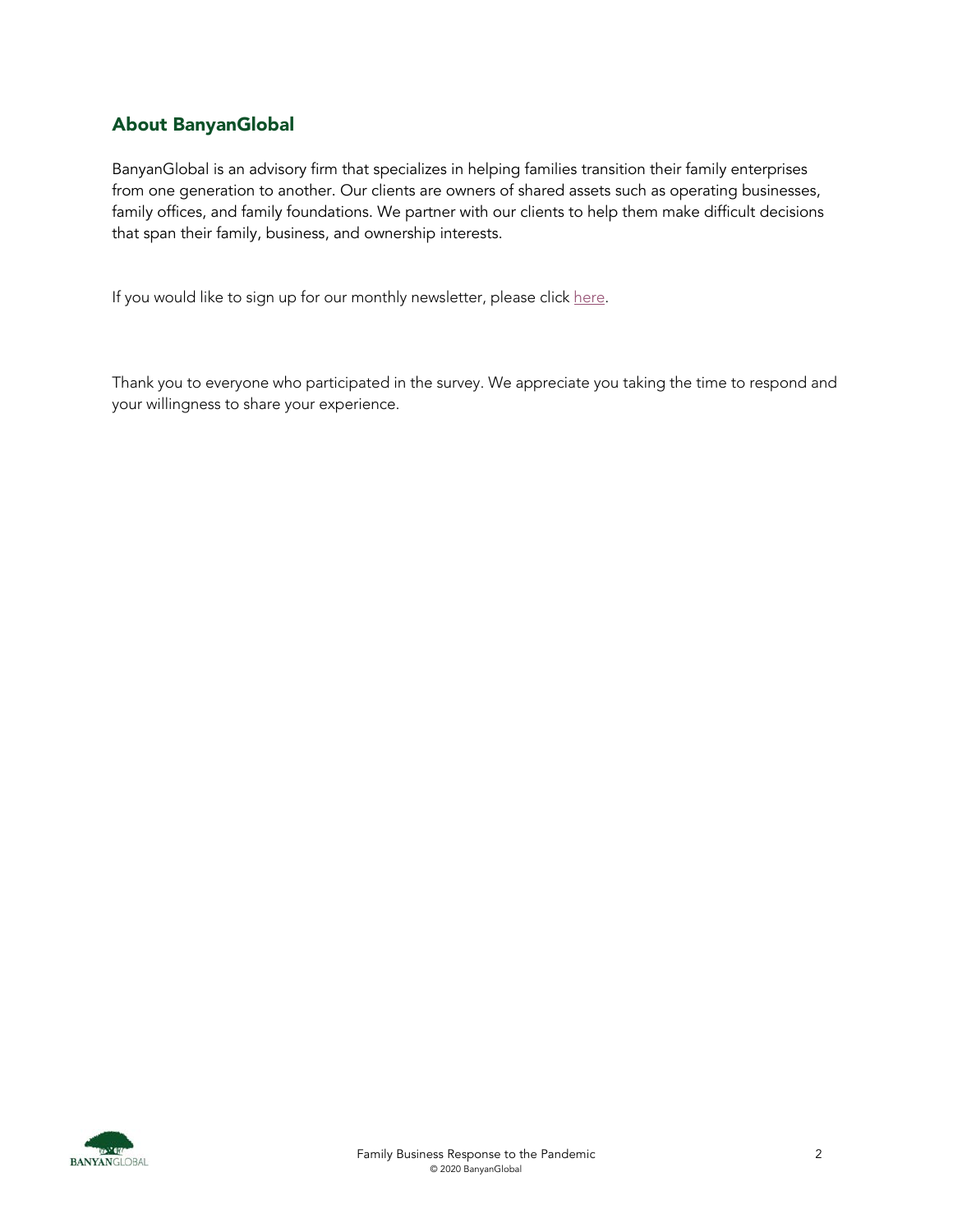## About BanyanGlobal

BanyanGlobal is an advisory firm that specializes in helping families transition their family enterprises from one generation to another. Our clients are owners of shared assets such as operating businesses, family offices, and family foundations. We partner with our clients to help them make difficult decisions that span their family, business, and ownership interests.

If you would like to sign up for our monthly newsletter, please click here.

Thank you to everyone who participated in the survey. We appreciate you taking the time to respond and your willingness to share your experience.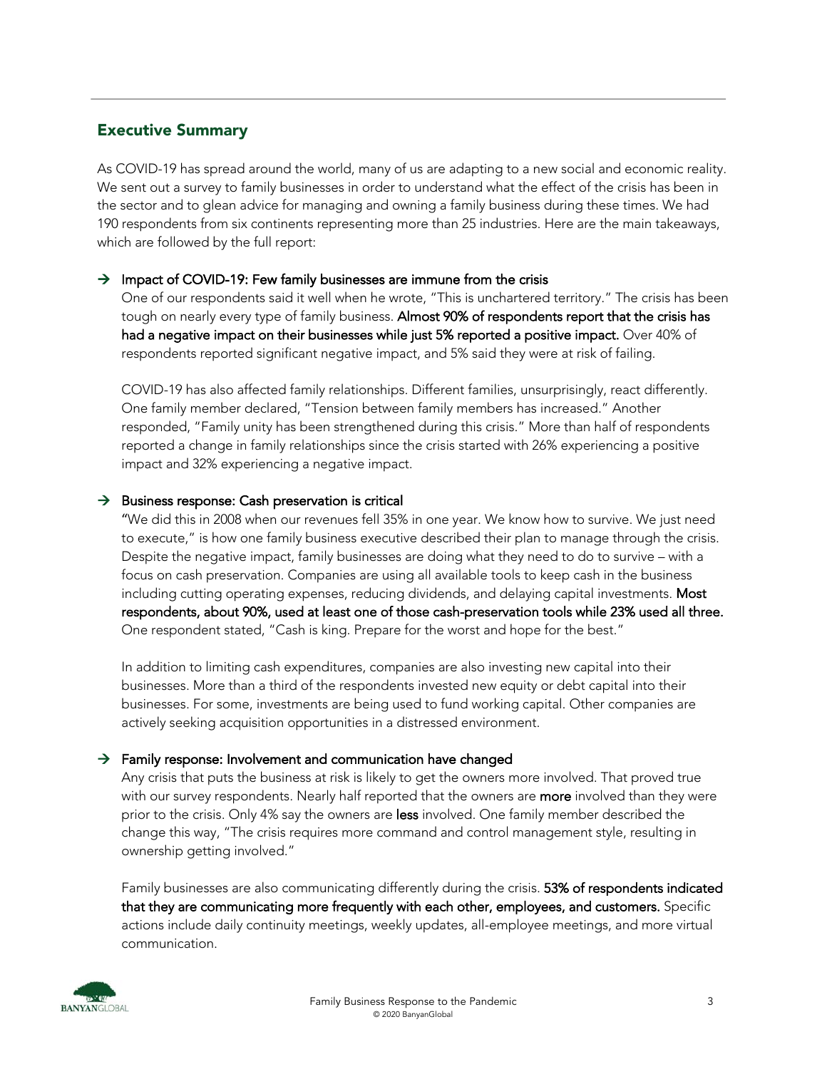## Executive Summary

As COVID-19 has spread around the world, many of us are adapting to a new social and economic reality. We sent out a survey to family businesses in order to understand what the effect of the crisis has been in the sector and to glean advice for managing and owning a family business during these times. We had 190 respondents from six continents representing more than 25 industries. Here are the main takeaways, which are followed by the full report:

→ **Impact of COVID-19: Few family businesses are immune from the crisis**

One of our respondents said it well when he wrote, "This is unchartered territory." The crisis has been tough on nearly every type of family business. **Almost 90% of respondents report that the crisis has had a negative impact on their businesses while just 5% reported a positive impact.** Over 40% of respondents reported significant negative impact, and 5% said they were at risk of failing.

COVID-19 has also affected family relationships. Different families, unsurprisingly, react differently. One family member declared, "Tension between family members has increased." Another responded, "Family unity has been strengthened during this crisis." More than half of respondents reported a change in family relationships since the crisis started with 26% experiencing a positive impact and 32% experiencing a negative impact.

→ **Business response: Cash preservation is critical**

"We did this in 2008 when our revenues fell 35% in one year. We know how to survive. We just need to execute," is how one family business executive described their plan to manage through the crisis. Despite the negative impact, family businesses are doing what they need to do to survive – with a focus on cash preservation. Companies are using all available tools to keep cash in the business including cutting operating expenses, reducing dividends, and delaying capital investments. **Most respondents, about 90%, used at least one of those cash-preservation tools while 23% used all three.** One respondent stated, "Cash is king. Prepare for the worst and hope for the best."

In addition to limiting cash expenditures, companies are also investing new capital into their businesses. More than a third of the respondents invested new equity or debt capital into their businesses. For some, investments are being used to fund working capital. Other companies are actively seeking acquisition opportunities in a distressed environment.

→ **Family response: Involvement and communication have changed**

Any crisis that puts the business at risk is likely to get the owners more involved. That proved true with our survey respondents. Nearly half reported that the owners are **more** involved than they were prior to the crisis. Only 4% say the owners are **less** involved. One family member described the change this way, "The crisis requires more command and control management style, resulting in ownership getting involved."

Family businesses are also communicating differently during the crisis. **53% of respondents indicated that they are communicating more frequently with each other, employees, and customers.** Specific actions include daily continuity meetings, weekly updates, all-employee meetings, and more virtual communication.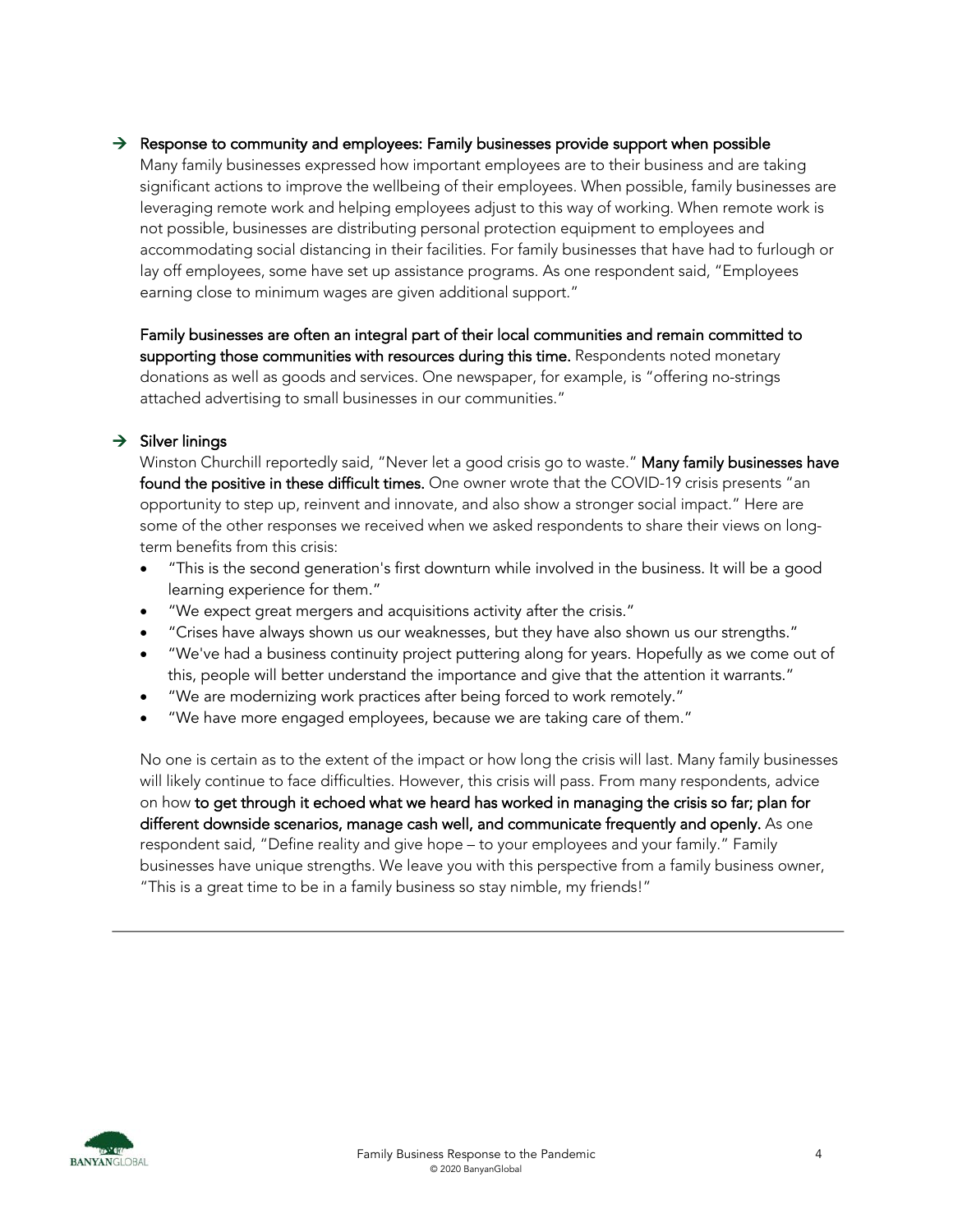→ **Response to community and employees: Family businesses provide support when possible**

Many family businesses expressed how important employees are to their business and are taking significant actions to improve the wellbeing of their employees. When possible, family businesses are leveraging remote work and helping employees adjust to this way of working. When remote work is not possible, businesses are distributing personal protection equipment to employees and accommodating social distancing in their facilities. For family businesses that have had to furlough or lay off employees, some have set up assistance programs. As one respondent said, "Employees earning close to minimum wages are given additional support."

**Family businesses are often an integral part of their local communities and remain committed to supporting those communities with resources during this time.** Respondents noted monetary donations as well as goods and services. One newspaper, for example, is "offering no-strings attached advertising to small businesses in our communities."

→ **Silver linings**

Winston Churchill reportedly said, "Never let a good crisis go to waste." **Many family businesses have found the positive in these difficult times.** One owner wrote that the COVID-19 crisis presents "an opportunity to step up, reinvent and innovate, and also show a stronger social impact." Here are some of the other responses we received when we asked respondents to share their views on long-term benefits from this crisis:

- "This is the second generation's first downturn while involved in the business. It will be a good learning experience for them."
- "We expect great mergers and acquisitions activity after the crisis."
- "Crises have always shown us our weaknesses, but they have also shown us our strengths."
- "We've had a business continuity project puttering along for years. Hopefully as we come out of this, people will better understand the importance and give that the attention it warrants."
- "We are modernizing work practices after being forced to work remotely."
- "We have more engaged employees, because we are taking care of them."

No one is certain as to the extent of the impact or how long the crisis will last. Many family businesses will likely continue to face difficulties. However, this crisis will pass. From many respondents, advice on how **to get through it echoed what we heard has worked in managing the crisis so far; plan for different downside scenarios, manage cash well, and communicate frequently and openly.** As one respondent said, "Define reality and give hope – to your employees and your family." Family businesses have unique strengths. We leave you with this perspective from a family business owner, "This is a great time to be in a family business so stay nimble, my friends!"

---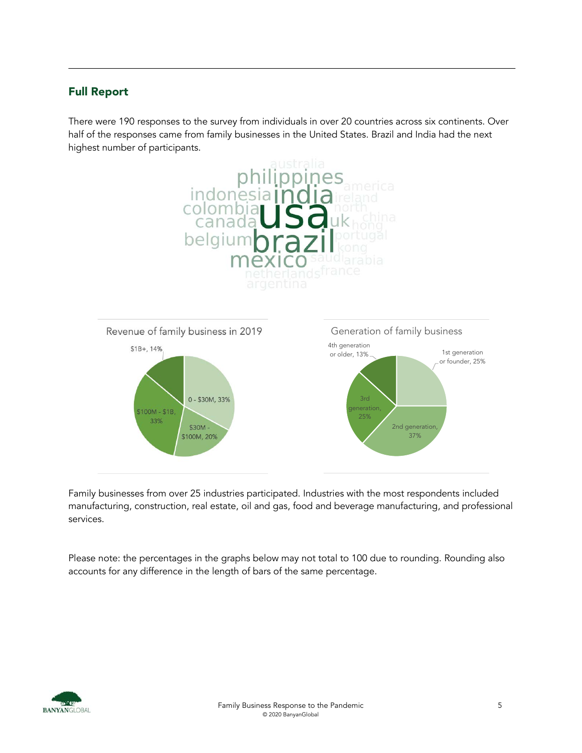## Full Report

There were 190 responses to the survey from individuals in over 20 countries across six continents. Over half of the responses came from family businesses in the United States. Brazil and India had the next highest number of participants.

Revenue of family business in 2019

- 0 - $30M, 33%
- $30M - $100M, 20%
- $100M - $1B, 33%
- $1B+, 14%

Generation of family business

- 1st generation or founder, 25%
- 2nd generation, 37%
- 3rd generation, 25%
- 4th generation or older, 13%

Family businesses from over 25 industries participated. Industries with the most respondents included manufacturing, construction, real estate, oil and gas, food and beverage manufacturing, and professional services.

Please note: the percentages in the graphs below may not total to 100 due to rounding. Rounding also accounts for any difference in the length of bars of the same percentage.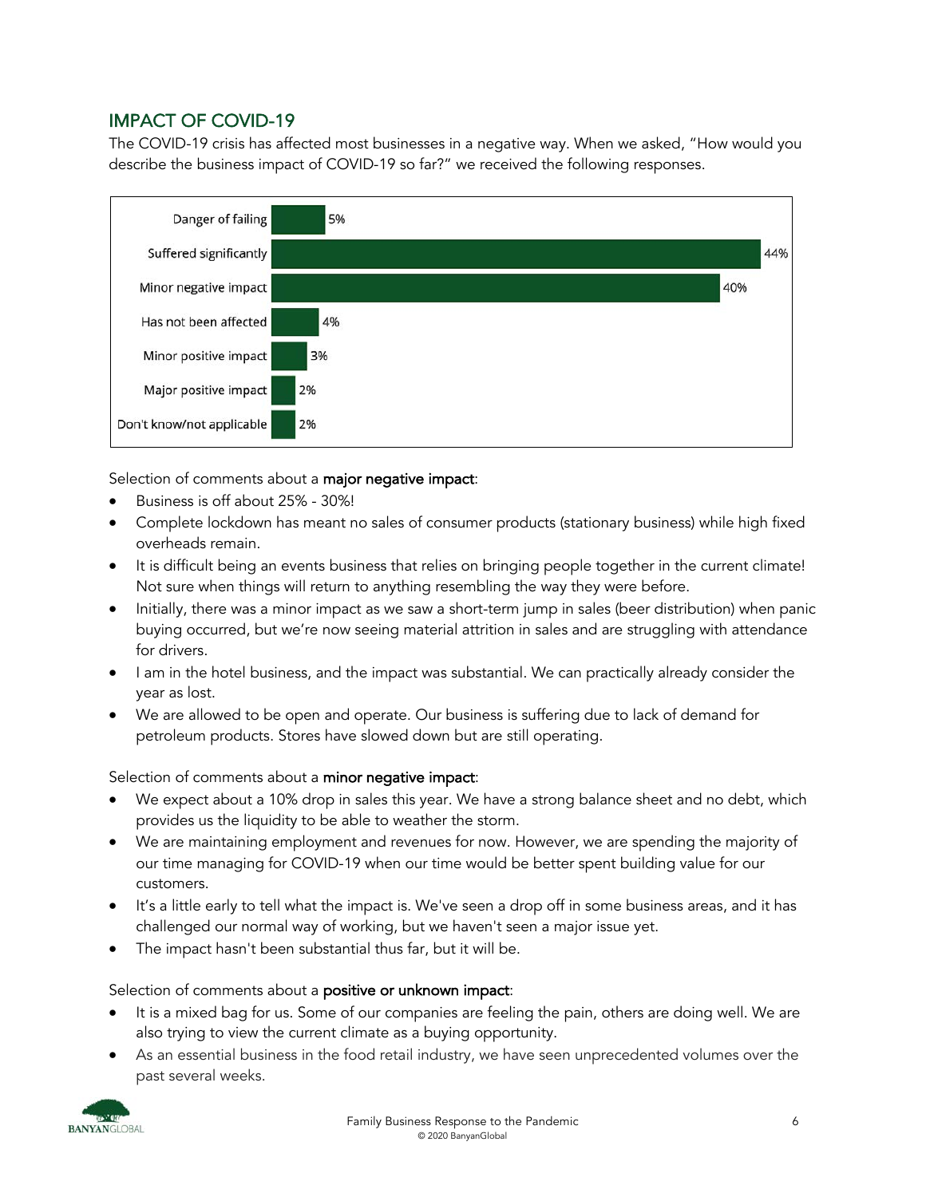## IMPACT OF COVID-19

The COVID-19 crisis has affected most businesses in a negative way. When we asked, "How would you describe the business impact of COVID-19 so far?" we received the following responses.

| Response | Percentage |
| --- | --- |
| Danger of failing | 5% |
| Suffered significantly | 44% |
| Minor negative impact | 40% |
| Has not been affected | 4% |
| Minor positive impact | 3% |
| Major positive impact | 2% |
| Don't know/not applicable | 2% |

Selection of comments about a **major negative impact**:

- Business is off about 25% - 30%!
- Complete lockdown has meant no sales of consumer products (stationary business) while high fixed overheads remain.
- It is difficult being an events business that relies on bringing people together in the current climate! Not sure when things will return to anything resembling the way they were before.
- Initially, there was a minor impact as we saw a short-term jump in sales (beer distribution) when panic buying occurred, but we're now seeing material attrition in sales and are struggling with attendance for drivers.
- I am in the hotel business, and the impact was substantial. We can practically already consider the year as lost.
- We are allowed to be open and operate. Our business is suffering due to lack of demand for petroleum products. Stores have slowed down but are still operating.

Selection of comments about a **minor negative impact**:

- We expect about a 10% drop in sales this year. We have a strong balance sheet and no debt, which provides us the liquidity to be able to weather the storm.
- We are maintaining employment and revenues for now. However, we are spending the majority of our time managing for COVID-19 when our time would be better spent building value for our customers.
- It's a little early to tell what the impact is. We've seen a drop off in some business areas, and it has challenged our normal way of working, but we haven't seen a major issue yet.
- The impact hasn't been substantial thus far, but it will be.

Selection of comments about a **positive or unknown impact**:

- It is a mixed bag for us. Some of our companies are feeling the pain, others are doing well. We are also trying to view the current climate as a buying opportunity.
- As an essential business in the food retail industry, we have seen unprecedented volumes over the past several weeks.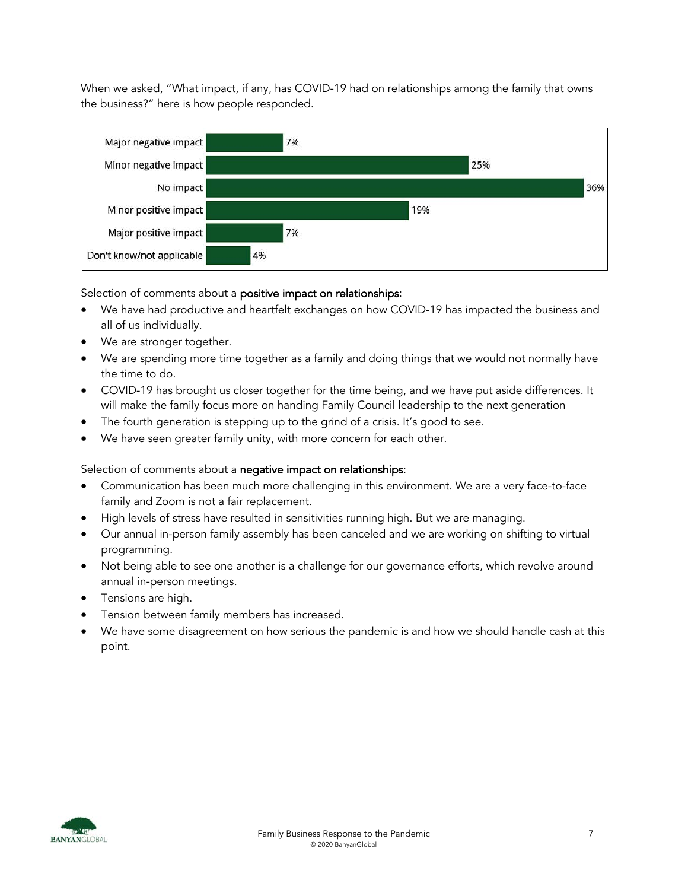When we asked, "What impact, if any, has COVID-19 had on relationships among the family that owns the business?" here is how people responded.

| Response | Percentage |
| --- | --- |
| Major negative impact | 7% |
| Minor negative impact | 25% |
| No impact | 36% |
| Minor positive impact | 19% |
| Major positive impact | 7% |
| Don't know/not applicable | 4% |

Selection of comments about a **positive impact on relationships**:

- We have had productive and heartfelt exchanges on how COVID-19 has impacted the business and all of us individually.
- We are stronger together.
- We are spending more time together as a family and doing things that we would not normally have the time to do.
- COVID-19 has brought us closer together for the time being, and we have put aside differences. It will make the family focus more on handing Family Council leadership to the next generation
- The fourth generation is stepping up to the grind of a crisis. It's good to see.
- We have seen greater family unity, with more concern for each other.

Selection of comments about a **negative impact on relationships**:

- Communication has been much more challenging in this environment. We are a very face-to-face family and Zoom is not a fair replacement.
- High levels of stress have resulted in sensitivities running high. But we are managing.
- Our annual in-person family assembly has been canceled and we are working on shifting to virtual programming.
- Not being able to see one another is a challenge for our governance efforts, which revolve around annual in-person meetings.
- Tensions are high.
- Tension between family members has increased.
- We have some disagreement on how serious the pandemic is and how we should handle cash at this point.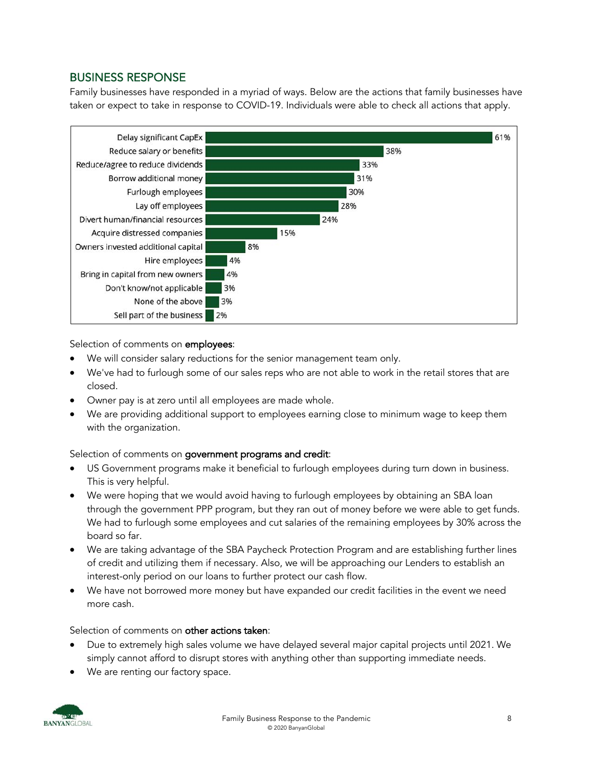## BUSINESS RESPONSE

Family businesses have responded in a myriad of ways. Below are the actions that family businesses have taken or expect to take in response to COVID-19. Individuals were able to check all actions that apply.

| Action | Percentage |
|---|---|
| Delay significant CapEx | 61% |
| Reduce salary or benefits | 38% |
| Reduce/agree to reduce dividends | 33% |
| Borrow additional money | 31% |
| Furlough employees | 30% |
| Lay off employees | 28% |
| Divert human/financial resources | 24% |
| Acquire distressed companies | 15% |
| Owners invested additional capital | 8% |
| Hire employees | 4% |
| Bring in capital from new owners | 4% |
| Don't know/not applicable | 3% |
| None of the above | 3% |
| Sell part of the business | 2% |

Selection of comments on **employees**:

- We will consider salary reductions for the senior management team only.
- We've had to furlough some of our sales reps who are not able to work in the retail stores that are closed.
- Owner pay is at zero until all employees are made whole.
- We are providing additional support to employees earning close to minimum wage to keep them with the organization.

Selection of comments on **government programs and credit**:

- US Government programs make it beneficial to furlough employees during turn down in business. This is very helpful.
- We were hoping that we would avoid having to furlough employees by obtaining an SBA loan through the government PPP program, but they ran out of money before we were able to get funds. We had to furlough some employees and cut salaries of the remaining employees by 30% across the board so far.
- We are taking advantage of the SBA Paycheck Protection Program and are establishing further lines of credit and utilizing them if necessary. Also, we will be approaching our Lenders to establish an interest-only period on our loans to further protect our cash flow.
- We have not borrowed more money but have expanded our credit facilities in the event we need more cash.

Selection of comments on **other actions taken**:

- Due to extremely high sales volume we have delayed several major capital projects until 2021. We simply cannot afford to disrupt stores with anything other than supporting immediate needs.
- We are renting our factory space.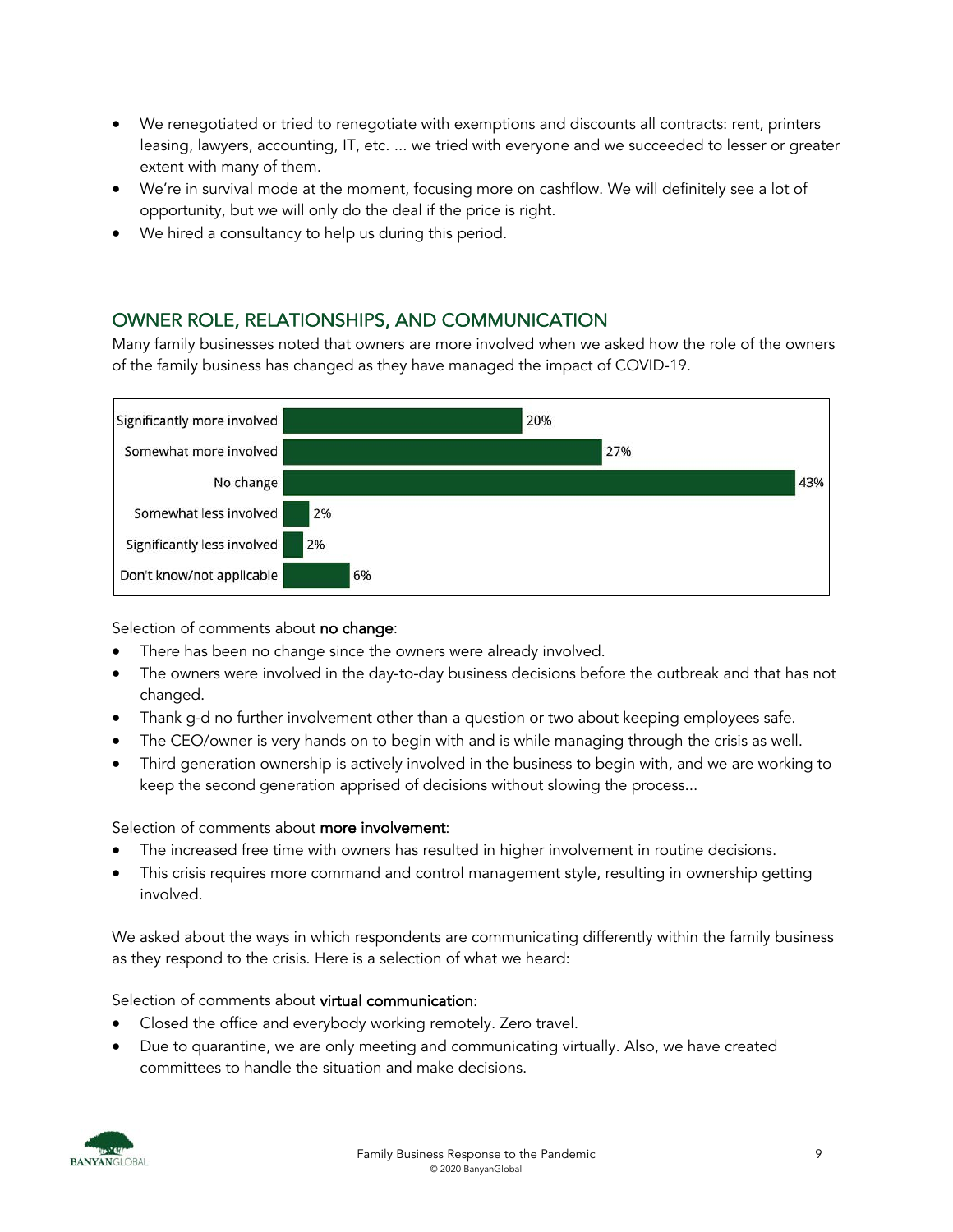- We renegotiated or tried to renegotiate with exemptions and discounts all contracts: rent, printers leasing, lawyers, accounting, IT, etc. ... we tried with everyone and we succeeded to lesser or greater extent with many of them.
- We're in survival mode at the moment, focusing more on cashflow. We will definitely see a lot of opportunity, but we will only do the deal if the price is right.
- We hired a consultancy to help us during this period.

## OWNER ROLE, RELATIONSHIPS, AND COMMUNICATION

Many family businesses noted that owners are more involved when we asked how the role of the owners of the family business has changed as they have managed the impact of COVID-19.

| Response | Percentage |
|---|---|
| Significantly more involved | 20% |
| Somewhat more involved | 27% |
| No change | 43% |
| Somewhat less involved | 2% |
| Significantly less involved | 2% |
| Don't know/not applicable | 6% |

Selection of comments about **no change**:

- There has been no change since the owners were already involved.
- The owners were involved in the day-to-day business decisions before the outbreak and that has not changed.
- Thank g-d no further involvement other than a question or two about keeping employees safe.
- The CEO/owner is very hands on to begin with and is while managing through the crisis as well.
- Third generation ownership is actively involved in the business to begin with, and we are working to keep the second generation apprised of decisions without slowing the process...

Selection of comments about **more involvement**:

- The increased free time with owners has resulted in higher involvement in routine decisions.
- This crisis requires more command and control management style, resulting in ownership getting involved.

We asked about the ways in which respondents are communicating differently within the family business as they respond to the crisis. Here is a selection of what we heard:

Selection of comments about **virtual communication**:

- Closed the office and everybody working remotely. Zero travel.
- Due to quarantine, we are only meeting and communicating virtually. Also, we have created committees to handle the situation and make decisions.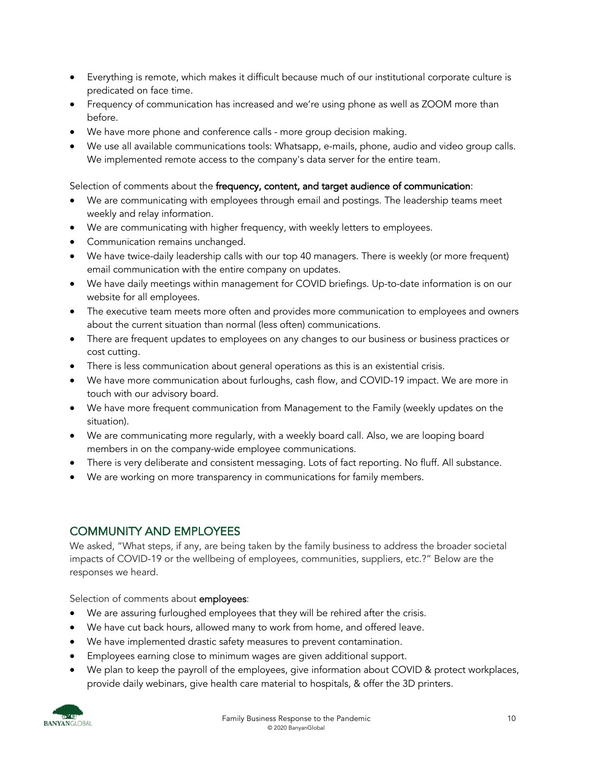- Everything is remote, which makes it difficult because much of our institutional corporate culture is predicated on face time.
- Frequency of communication has increased and we're using phone as well as ZOOM more than before.
- We have more phone and conference calls - more group decision making.
- We use all available communications tools: Whatsapp, e-mails, phone, audio and video group calls. We implemented remote access to the company's data server for the entire team.

Selection of comments about the **frequency, content, and target audience of communication**:

- We are communicating with employees through email and postings. The leadership teams meet weekly and relay information.
- We are communicating with higher frequency, with weekly letters to employees.
- Communication remains unchanged.
- We have twice-daily leadership calls with our top 40 managers. There is weekly (or more frequent) email communication with the entire company on updates.
- We have daily meetings within management for COVID briefings. Up-to-date information is on our website for all employees.
- The executive team meets more often and provides more communication to employees and owners about the current situation than normal (less often) communications.
- There are frequent updates to employees on any changes to our business or business practices or cost cutting.
- There is less communication about general operations as this is an existential crisis.
- We have more communication about furloughs, cash flow, and COVID-19 impact. We are more in touch with our advisory board.
- We have more frequent communication from Management to the Family (weekly updates on the situation).
- We are communicating more regularly, with a weekly board call. Also, we are looping board members in on the company-wide employee communications.
- There is very deliberate and consistent messaging. Lots of fact reporting. No fluff. All substance.
- We are working on more transparency in communications for family members.

## COMMUNITY AND EMPLOYEES

We asked, "What steps, if any, are being taken by the family business to address the broader societal impacts of COVID-19 or the wellbeing of employees, communities, suppliers, etc.?" Below are the responses we heard.

Selection of comments about **employees**:

- We are assuring furloughed employees that they will be rehired after the crisis.
- We have cut back hours, allowed many to work from home, and offered leave.
- We have implemented drastic safety measures to prevent contamination.
- Employees earning close to minimum wages are given additional support.
- We plan to keep the payroll of the employees, give information about COVID & protect workplaces, provide daily webinars, give health care material to hospitals, & offer the 3D printers.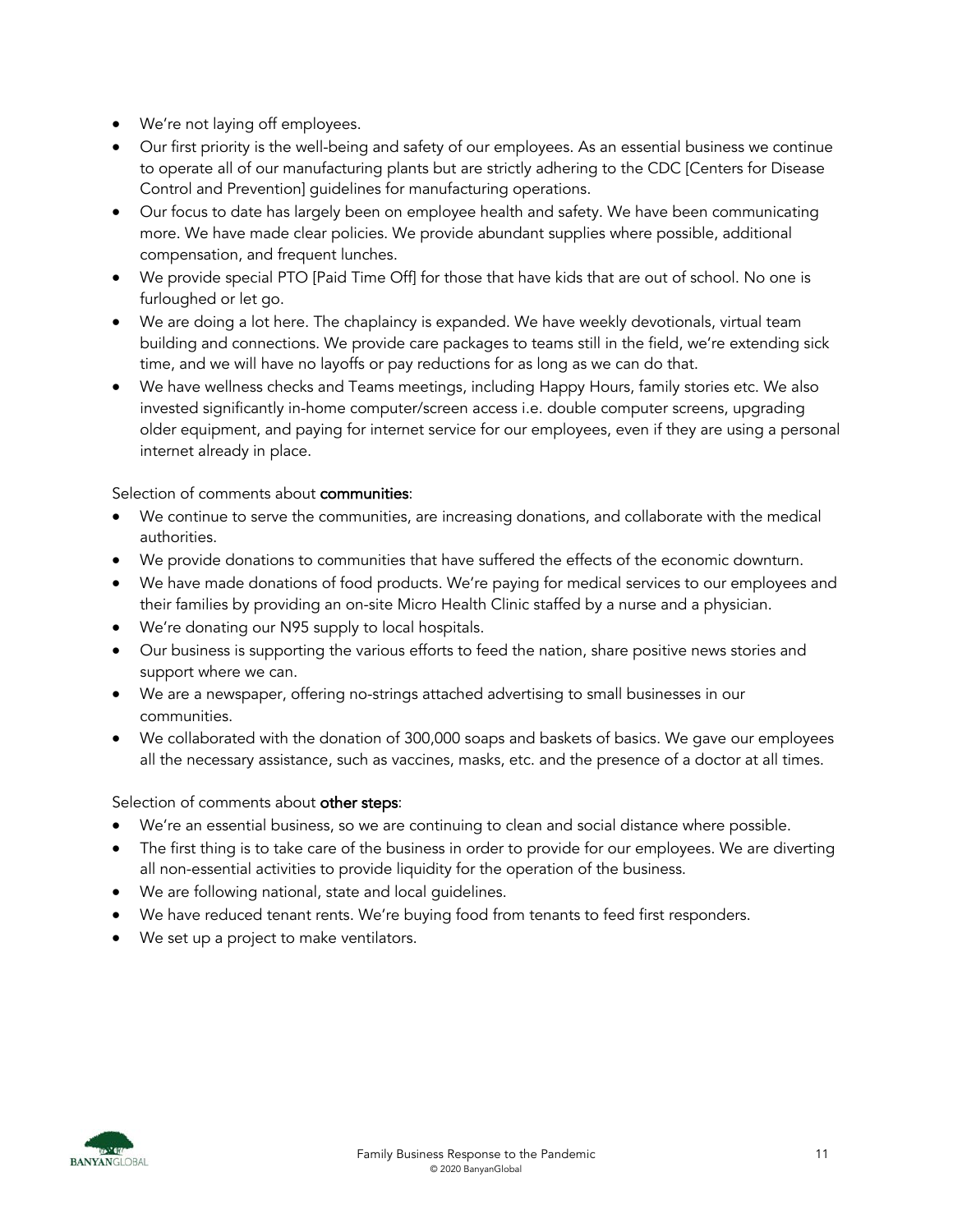- We're not laying off employees.
- Our first priority is the well-being and safety of our employees. As an essential business we continue to operate all of our manufacturing plants but are strictly adhering to the CDC [Centers for Disease Control and Prevention] guidelines for manufacturing operations.
- Our focus to date has largely been on employee health and safety. We have been communicating more. We have made clear policies. We provide abundant supplies where possible, additional compensation, and frequent lunches.
- We provide special PTO [Paid Time Off] for those that have kids that are out of school. No one is furloughed or let go.
- We are doing a lot here. The chaplaincy is expanded. We have weekly devotionals, virtual team building and connections. We provide care packages to teams still in the field, we're extending sick time, and we will have no layoffs or pay reductions for as long as we can do that.
- We have wellness checks and Teams meetings, including Happy Hours, family stories etc. We also invested significantly in-home computer/screen access i.e. double computer screens, upgrading older equipment, and paying for internet service for our employees, even if they are using a personal internet already in place.

Selection of comments about **communities**:

- We continue to serve the communities, are increasing donations, and collaborate with the medical authorities.
- We provide donations to communities that have suffered the effects of the economic downturn.
- We have made donations of food products. We're paying for medical services to our employees and their families by providing an on-site Micro Health Clinic staffed by a nurse and a physician.
- We're donating our N95 supply to local hospitals.
- Our business is supporting the various efforts to feed the nation, share positive news stories and support where we can.
- We are a newspaper, offering no-strings attached advertising to small businesses in our communities.
- We collaborated with the donation of 300,000 soaps and baskets of basics. We gave our employees all the necessary assistance, such as vaccines, masks, etc. and the presence of a doctor at all times.

Selection of comments about **other steps**:

- We're an essential business, so we are continuing to clean and social distance where possible.
- The first thing is to take care of the business in order to provide for our employees. We are diverting all non-essential activities to provide liquidity for the operation of the business.
- We are following national, state and local guidelines.
- We have reduced tenant rents. We're buying food from tenants to feed first responders.
- We set up a project to make ventilators.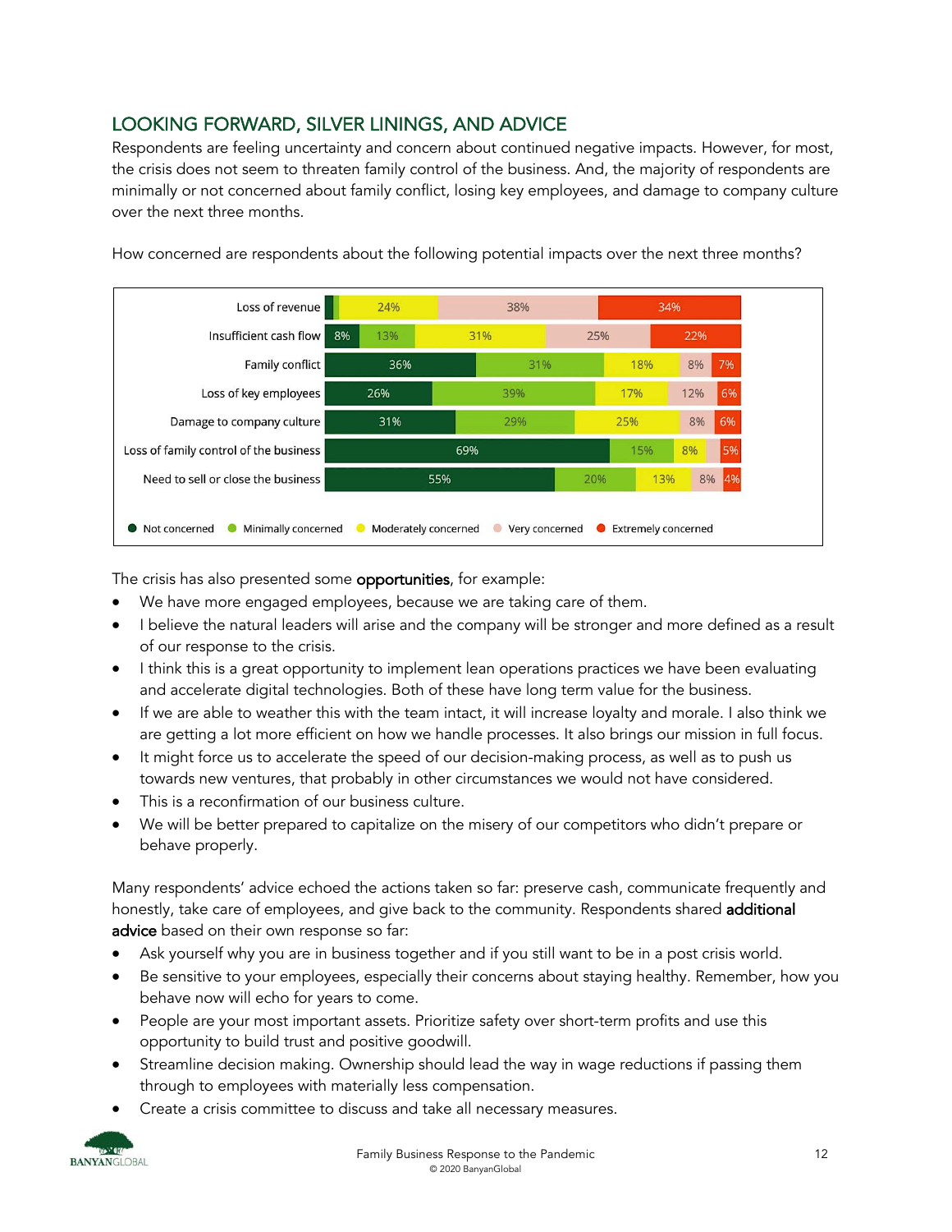## LOOKING FORWARD, SILVER LININGS, AND ADVICE

Respondents are feeling uncertainty and concern about continued negative impacts. However, for most, the crisis does not seem to threaten family control of the business. And, the majority of respondents are minimally or not concerned about family conflict, losing key employees, and damage to company culture over the next three months.

How concerned are respondents about the following potential impacts over the next three months?

| | Not concerned | Minimally concerned | Moderately concerned | Very concerned | Extremely concerned |
|---|---|---|---|---|---|
| Loss of revenue | | | 24% | 38% | 34% |
| Insufficient cash flow | 8% | 13% | 31% | 25% | 22% |
| Family conflict | 36% | 31% | 18% | 8% | 7% |
| Loss of key employees | 26% | 39% | 17% | 12% | 6% |
| Damage to company culture | 31% | 29% | 25% | 8% | 6% |
| Loss of family control of the business | 69% | 15% | 8% | | 5% |
| Need to sell or close the business | 55% | 20% | 13% | 8% | 4% |

The crisis has also presented some **opportunities**, for example:

- We have more engaged employees, because we are taking care of them.
- I believe the natural leaders will arise and the company will be stronger and more defined as a result of our response to the crisis.
- I think this is a great opportunity to implement lean operations practices we have been evaluating and accelerate digital technologies. Both of these have long term value for the business.
- If we are able to weather this with the team intact, it will increase loyalty and morale. I also think we are getting a lot more efficient on how we handle processes. It also brings our mission in full focus.
- It might force us to accelerate the speed of our decision-making process, as well as to push us towards new ventures, that probably in other circumstances we would not have considered.
- This is a reconfirmation of our business culture.
- We will be better prepared to capitalize on the misery of our competitors who didn't prepare or behave properly.

Many respondents' advice echoed the actions taken so far: preserve cash, communicate frequently and honestly, take care of employees, and give back to the community. Respondents shared **additional advice** based on their own response so far:

- Ask yourself why you are in business together and if you still want to be in a post crisis world.
- Be sensitive to your employees, especially their concerns about staying healthy. Remember, how you behave now will echo for years to come.
- People are your most important assets. Prioritize safety over short-term profits and use this opportunity to build trust and positive goodwill.
- Streamline decision making. Ownership should lead the way in wage reductions if passing them through to employees with materially less compensation.
- Create a crisis committee to discuss and take all necessary measures.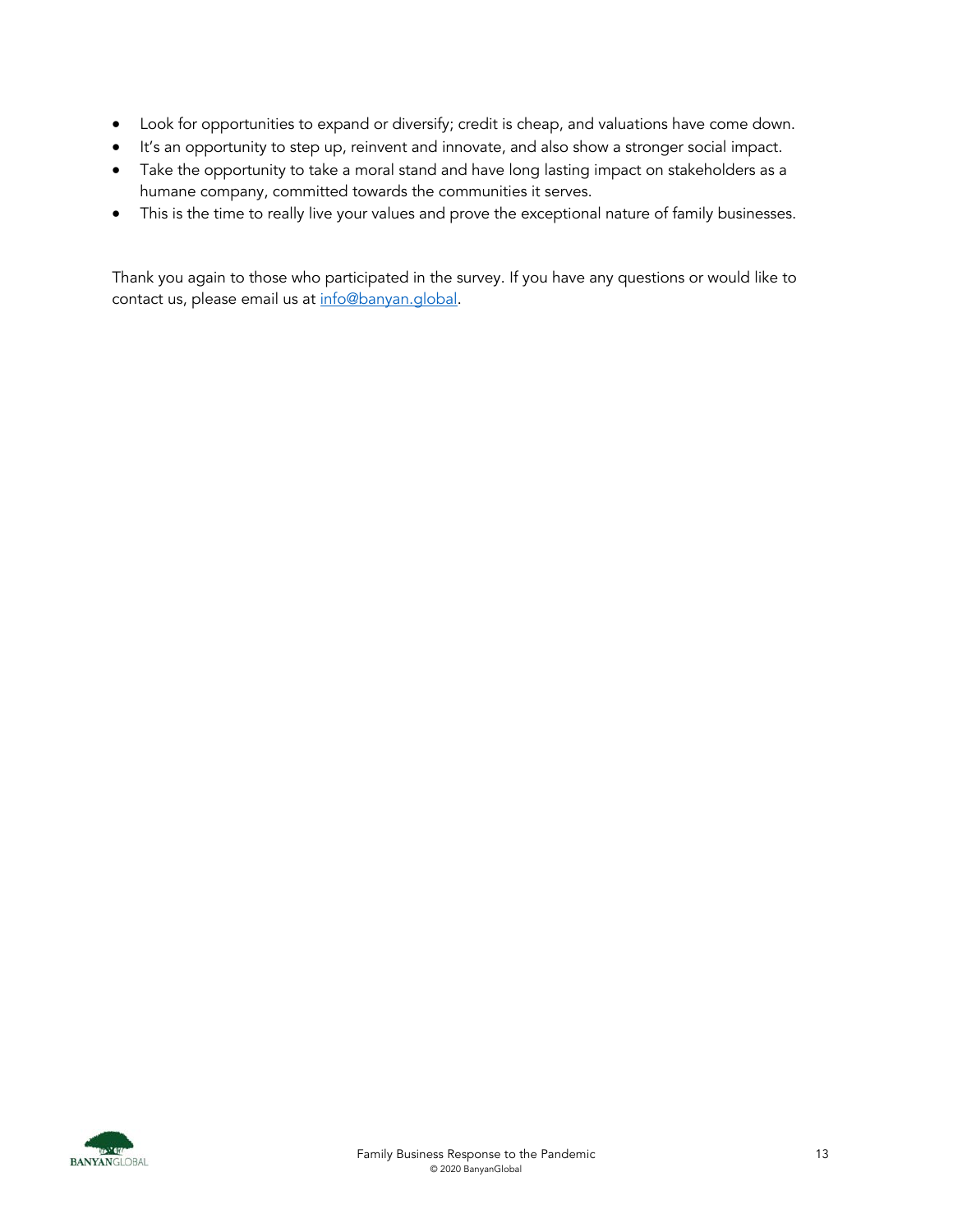- Look for opportunities to expand or diversify; credit is cheap, and valuations have come down.
- It's an opportunity to step up, reinvent and innovate, and also show a stronger social impact.
- Take the opportunity to take a moral stand and have long lasting impact on stakeholders as a humane company, committed towards the communities it serves.
- This is the time to really live your values and prove the exceptional nature of family businesses.

Thank you again to those who participated in the survey. If you have any questions or would like to contact us, please email us at info@banyan.global.